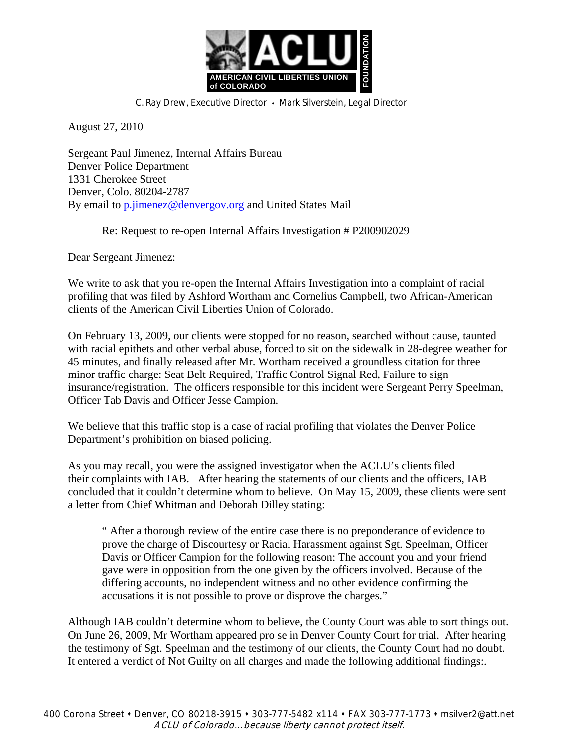**AMERICAN CIVIL LIBERTIES UNION of COLORADO** ACLU FOUNDATION

C. Ray Drew, Executive Director • Mark Silverstein, Legal Director

August 27, 2010

Sergeant Paul Jimenez, Internal Affairs Bureau
Denver Police Department
1331 Cherokee Street
Denver, Colo. 80204-2787
By email to p.jimenez@denvergov.org and United States Mail

Re: Request to re-open Internal Affairs Investigation # P200902029

Dear Sergeant Jimenez:

We write to ask that you re-open the Internal Affairs Investigation into a complaint of racial profiling that was filed by Ashford Wortham and Cornelius Campbell, two African-American clients of the American Civil Liberties Union of Colorado.

On February 13, 2009, our clients were stopped for no reason, searched without cause, taunted with racial epithets and other verbal abuse, forced to sit on the sidewalk in 28-degree weather for 45 minutes, and finally released after Mr. Wortham received a groundless citation for three minor traffic charge: Seat Belt Required, Traffic Control Signal Red, Failure to sign insurance/registration. The officers responsible for this incident were Sergeant Perry Speelman, Officer Tab Davis and Officer Jesse Campion.

We believe that this traffic stop is a case of racial profiling that violates the Denver Police Department's prohibition on biased policing.

As you may recall, you were the assigned investigator when the ACLU's clients filed their complaints with IAB. After hearing the statements of our clients and the officers, IAB concluded that it couldn't determine whom to believe. On May 15, 2009, these clients were sent a letter from Chief Whitman and Deborah Dilley stating:

> " After a thorough review of the entire case there is no preponderance of evidence to prove the charge of Discourtesy or Racial Harassment against Sgt. Speelman, Officer Davis or Officer Campion for the following reason: The account you and your friend gave were in opposition from the one given by the officers involved. Because of the differing accounts, no independent witness and no other evidence confirming the accusations it is not possible to prove or disprove the charges."

Although IAB couldn't determine whom to believe, the County Court was able to sort things out. On June 26, 2009, Mr Wortham appeared pro se in Denver County Court for trial. After hearing the testimony of Sgt. Speelman and the testimony of our clients, the County Court had no doubt. It entered a verdict of Not Guilty on all charges and made the following additional findings:.

400 Corona Street • Denver, CO 80218-3915 • 303-777-5482 x114 • FAX 303-777-1773 • msilver2@att.net
*ACLU of Colorado…because liberty cannot protect itself.*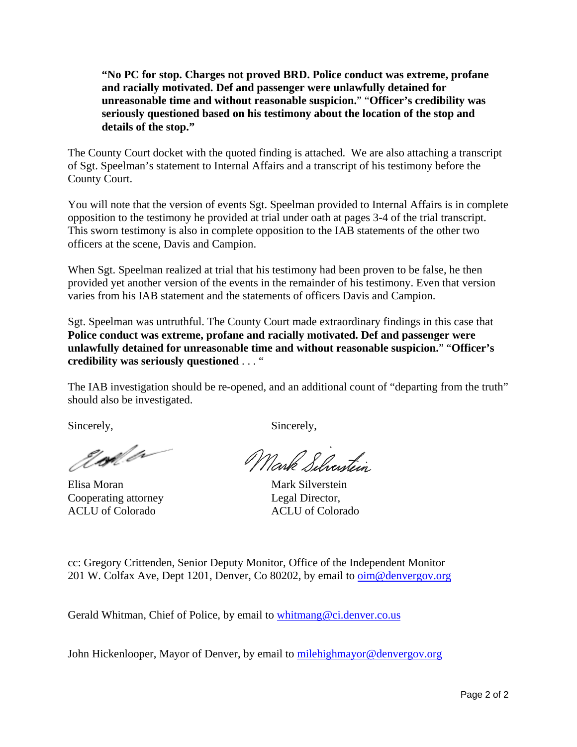**"No PC for stop. Charges not proved BRD. Police conduct was extreme, profane and racially motivated. Def and passenger were unlawfully detained for unreasonable time and without reasonable suspicion.**" "**Officer's credibility was seriously questioned based on his testimony about the location of the stop and details of the stop."**

The County Court docket with the quoted finding is attached. We are also attaching a transcript of Sgt. Speelman's statement to Internal Affairs and a transcript of his testimony before the County Court.

You will note that the version of events Sgt. Speelman provided to Internal Affairs is in complete opposition to the testimony he provided at trial under oath at pages 3-4 of the trial transcript. This sworn testimony is also in complete opposition to the IAB statements of the other two officers at the scene, Davis and Campion.

When Sgt. Speelman realized at trial that his testimony had been proven to be false, he then provided yet another version of the events in the remainder of his testimony. Even that version varies from his IAB statement and the statements of officers Davis and Campion.

Sgt. Speelman was untruthful. The County Court made extraordinary findings in this case that **Police conduct was extreme, profane and racially motivated. Def and passenger were unlawfully detained for unreasonable time and without reasonable suspicion.**" "**Officer's credibility was seriously questioned** . . . "

The IAB investigation should be re-opened, and an additional count of "departing from the truth" should also be investigated.

Sincerely,

Elisa Moran
Cooperating attorney
ACLU of Colorado

Sincerely,

Mark Silverstein
Legal Director,
ACLU of Colorado

cc: Gregory Crittenden, Senior Deputy Monitor, Office of the Independent Monitor
201 W. Colfax Ave, Dept 1201, Denver, Co 80202, by email to oim@denvergov.org

Gerald Whitman, Chief of Police, by email to whitmang@ci.denver.co.us

John Hickenlooper, Mayor of Denver, by email to milehighmayor@denvergov.org